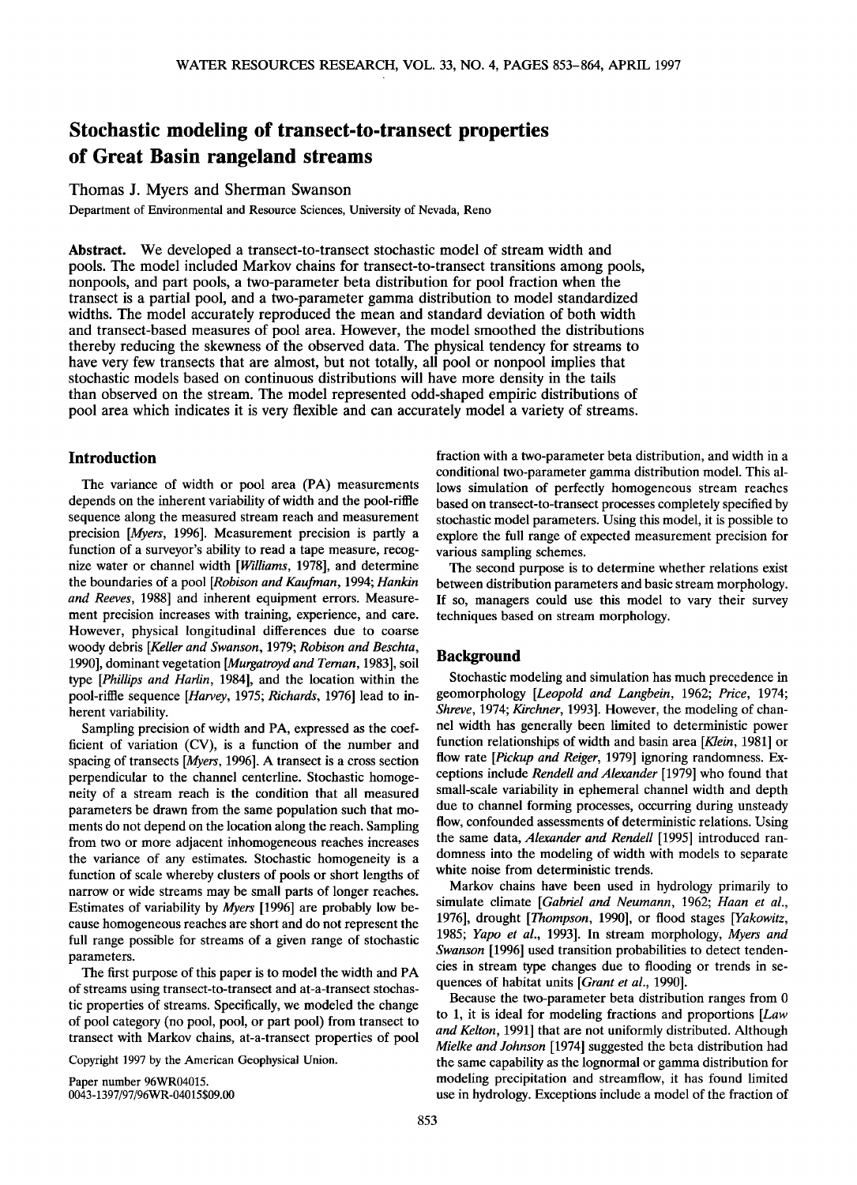# Stochastic modeling of transect-to-transect properties of Great Basin rangeland streams

Thomas J. Myers and Sherman Swanson

Department of Environmental and Resource Sciences, University of Nevada, Reno

**Abstract.** We developed a transect-to-transect stochastic model of stream width and pools. The model included Markov chains for transect-to-transect transitions among pools, nonpools, and part pools, a two-parameter beta distribution for pool fraction when the transect is a partial pool, and a two-parameter gamma distribution to model standardized widths. The model accurately reproduced the mean and standard deviation of both width and transect-based measures of pool area. However, the model smoothed the distributions thereby reducing the skewness of the observed data. The physical tendency for streams to have very few transects that are almost, but not totally, all pool or nonpool implies that stochastic models based on continuous distributions will have more density in the tails than observed on the stream. The model represented odd-shaped empiric distributions of pool area which indicates it is very flexible and can accurately model a variety of streams.

## Introduction

The variance of width or pool area (PA) measurements depends on the inherent variability of width and the pool-riffle sequence along the measured stream reach and measurement precision [*Myers*, 1996]. Measurement precision is partly a function of a surveyor's ability to read a tape measure, recognize water or channel width [*Williams*, 1978], and determine the boundaries of a pool [*Robison and Kaufman*, 1994; *Hankin and Reeves*, 1988] and inherent equipment errors. Measurement precision increases with training, experience, and care. However, physical longitudinal differences due to coarse woody debris [*Keller and Swanson*, 1979; *Robison and Beschta*, 1990], dominant vegetation [*Murgatroyd and Ternan*, 1983], soil type [*Phillips and Harlin*, 1984], and the location within the pool-riffle sequence [*Harvey*, 1975; *Richards*, 1976] lead to inherent variability.

Sampling precision of width and PA, expressed as the coefficient of variation (CV), is a function of the number and spacing of transects [*Myers*, 1996]. A transect is a cross section perpendicular to the channel centerline. Stochastic homogeneity of a stream reach is the condition that all measured parameters be drawn from the same population such that moments do not depend on the location along the reach. Sampling from two or more adjacent inhomogeneous reaches increases the variance of any estimates. Stochastic homogeneity is a function of scale whereby clusters of pools or short lengths of narrow or wide streams may be small parts of longer reaches. Estimates of variability by *Myers* [1996] are probably low because homogeneous reaches are short and do not represent the full range possible for streams of a given range of stochastic parameters.

The first purpose of this paper is to model the width and PA of streams using transect-to-transect and at-a-transect stochastic properties of streams. Specifically, we modeled the change of pool category (no pool, pool, or part pool) from transect to transect with Markov chains, at-a-transect properties of pool fraction with a two-parameter beta distribution, and width in a conditional two-parameter gamma distribution model. This allows simulation of perfectly homogeneous stream reaches based on transect-to-transect processes completely specified by stochastic model parameters. Using this model, it is possible to explore the full range of expected measurement precision for various sampling schemes.

The second purpose is to determine whether relations exist between distribution parameters and basic stream morphology. If so, managers could use this model to vary their survey techniques based on stream morphology.

## Background

Stochastic modeling and simulation has much precedence in geomorphology [*Leopold and Langbein*, 1962; *Price*, 1974; *Shreve*, 1974; *Kirchner*, 1993]. However, the modeling of channel width has generally been limited to deterministic power function relationships of width and basin area [*Klein*, 1981] or flow rate [*Pickup and Reiger*, 1979] ignoring randomness. Exceptions include *Rendell and Alexander* [1979] who found that small-scale variability in ephemeral channel width and depth due to channel forming processes, occurring during unsteady flow, confounded assessments of deterministic relations. Using the same data, *Alexander and Rendell* [1995] introduced randomness into the modeling of width with models to separate white noise from deterministic trends.

Markov chains have been used in hydrology primarily to simulate climate [*Gabriel and Neumann*, 1962; *Haan et al.*, 1976], drought [*Thompson*, 1990], or flood stages [*Yakowitz*, 1985; *Yapo et al.*, 1993]. In stream morphology, *Myers and Swanson* [1996] used transition probabilities to detect tendencies in stream type changes due to flooding or trends in sequences of habitat units [*Grant et al.*, 1990].

Because the two-parameter beta distribution ranges from 0 to 1, it is ideal for modeling fractions and proportions [*Law and Kelton*, 1991] that are not uniformly distributed. Although *Mielke and Johnson* [1974] suggested the beta distribution had the same capability as the lognormal or gamma distribution for modeling precipitation and streamflow, it has found limited use in hydrology. Exceptions include a model of the fraction of

Copyright 1997 by the American Geophysical Union.

Paper number 96WR04015.
0043-1397/97/96WR-04015$09.00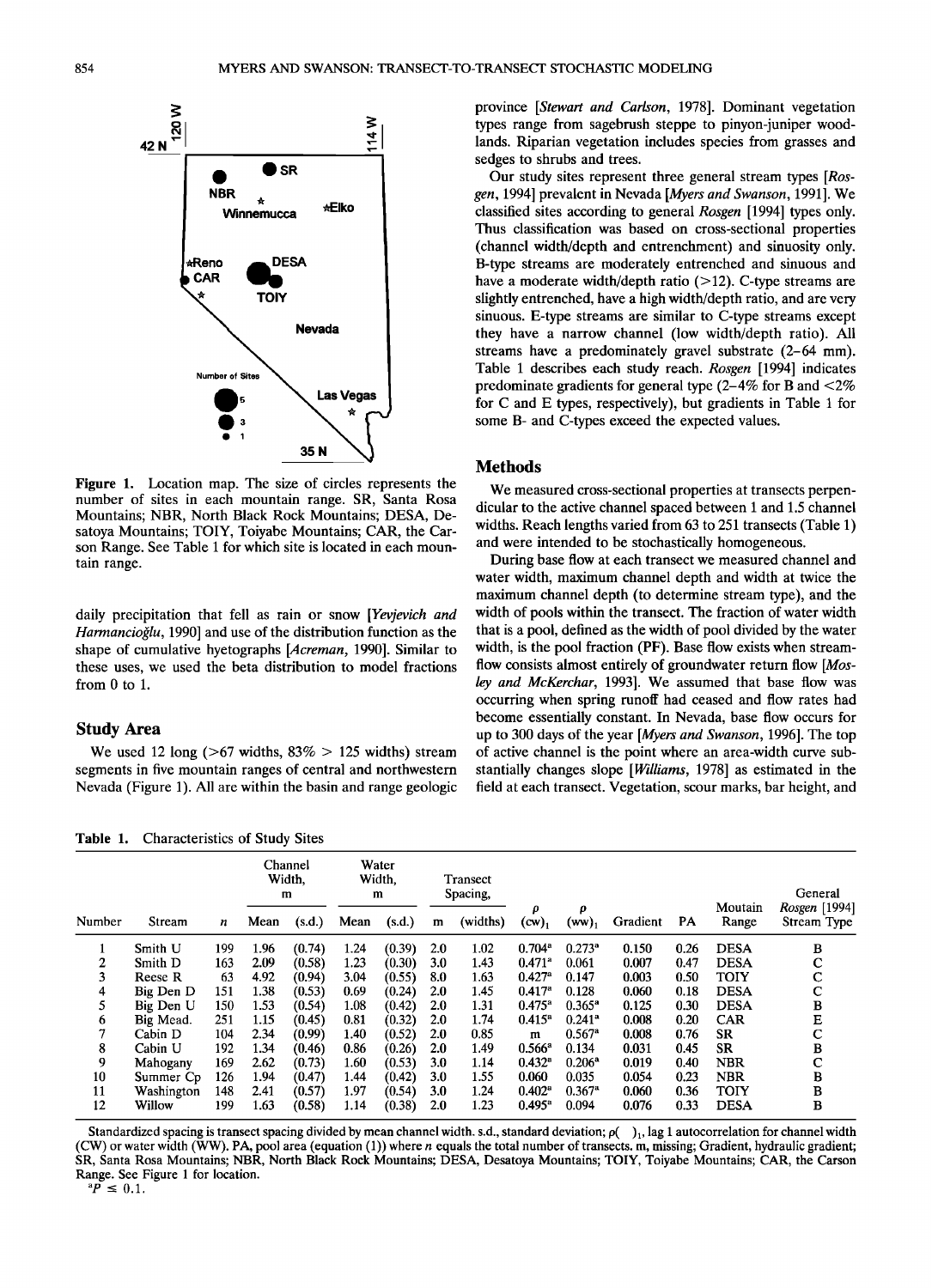Figure 1. Location map. The size of circles represents the number of sites in each mountain range. SR, Santa Rosa Mountains; NBR, North Black Rock Mountains; DESA, Desatoya Mountains; TOIY, Toiyabe Mountains; CAR, the Carson Range. See Table 1 for which site is located in each mountain range.

daily precipitation that fell as rain or snow [*Yevjevich and Harmancioğlu*, 1990] and use of the distribution function as the shape of cumulative hyetographs [*Acreman*, 1990]. Similar to these uses, we used the beta distribution to model fractions from 0 to 1.

## Study Area

We used 12 long (>67 widths, 83% > 125 widths) stream segments in five mountain ranges of central and northwestern Nevada (Figure 1). All are within the basin and range geologic province [*Stewart and Carlson*, 1978]. Dominant vegetation types range from sagebrush steppe to pinyon-juniper woodlands. Riparian vegetation includes species from grasses and sedges to shrubs and trees.

Our study sites represent three general stream types [*Rosgen*, 1994] prevalent in Nevada [*Myers and Swanson*, 1991]. We classified sites according to general *Rosgen* [1994] types only. Thus classification was based on cross-sectional properties (channel width/depth and entrenchment) and sinuosity only. B-type streams are moderately entrenched and sinuous and have a moderate width/depth ratio (>12). C-type streams are slightly entrenched, have a high width/depth ratio, and are very sinuous. E-type streams are similar to C-type streams except they have a narrow channel (low width/depth ratio). All streams have a predominately gravel substrate (2–64 mm). Table 1 describes each study reach. *Rosgen* [1994] indicates predominate gradients for general type (2–4% for B and <2% for C and E types, respectively), but gradients in Table 1 for some B- and C-types exceed the expected values.

## Methods

We measured cross-sectional properties at transects perpendicular to the active channel spaced between 1 and 1.5 channel widths. Reach lengths varied from 63 to 251 transects (Table 1) and were intended to be stochastically homogeneous.

During base flow at each transect we measured channel and water width, maximum channel depth and width at twice the maximum channel depth (to determine stream type), and the width of pools within the transect. The fraction of water width that is a pool, defined as the width of pool divided by the water width, is the pool fraction (PF). Base flow exists when streamflow consists almost entirely of groundwater return flow [*Mosley and McKerchar*, 1993]. We assumed that base flow was occurring when spring runoff had ceased and flow rates had become essentially constant. In Nevada, base flow occurs for up to 300 days of the year [*Myers and Swanson*, 1996]. The top of active channel is the point where an area-width curve substantially changes slope [*Williams*, 1978] as estimated in the field at each transect. Vegetation, scour marks, bar height, and

Table 1. Characteristics of Study Sites

| Number | Stream | $n$ | Channel Width, m | | Water Width, m | | Transect Spacing, | | $\rho$ $(cw)_1$ | $\rho$ $(ww)_1$ | Gradient | PA | Moutain Range | General *Rosgen* [1994] Stream Type |
|---|---|---|---|---|---|---|---|---|---|---|---|---|---|---|
| | | | Mean | (s.d.) | Mean | (s.d.) | m | (widths) | | | | | | |
| 1 | Smith U | 199 | 1.96 | (0.74) | 1.24 | (0.39) | 2.0 | 1.02 | 0.704[a] | 0.273[a] | 0.150 | 0.26 | DESA | B |
| 2 | Smith D | 163 | 2.09 | (0.58) | 1.23 | (0.30) | 3.0 | 1.43 | 0.471[a] | 0.061 | 0.007 | 0.47 | DESA | C |
| 3 | Reese R | 63 | 4.92 | (0.94) | 3.04 | (0.55) | 8.0 | 1.63 | 0.427[a] | 0.147 | 0.003 | 0.50 | TOIY | C |
| 4 | Big Den D | 151 | 1.38 | (0.53) | 0.69 | (0.24) | 2.0 | 1.45 | 0.417[a] | 0.128 | 0.060 | 0.18 | DESA | C |
| 5 | Big Den U | 150 | 1.53 | (0.54) | 1.08 | (0.42) | 2.0 | 1.31 | 0.475[a] | 0.365[a] | 0.125 | 0.30 | DESA | B |
| 6 | Big Mead. | 251 | 1.15 | (0.45) | 0.81 | (0.32) | 2.0 | 1.74 | 0.415[a] | 0.241[a] | 0.008 | 0.20 | CAR | E |
| 7 | Cabin D | 104 | 2.34 | (0.99) | 1.40 | (0.52) | 2.0 | 0.85 | m | 0.567[a] | 0.008 | 0.76 | SR | C |
| 8 | Cabin U | 192 | 1.34 | (0.46) | 0.86 | (0.26) | 2.0 | 1.49 | 0.566[a] | 0.134 | 0.031 | 0.45 | SR | B |
| 9 | Mahogany | 169 | 2.62 | (0.73) | 1.60 | (0.53) | 3.0 | 1.14 | 0.432[a] | 0.206[a] | 0.019 | 0.40 | NBR | C |
| 10 | Summer Cp | 126 | 1.94 | (0.47) | 1.44 | (0.42) | 3.0 | 1.55 | 0.060 | 0.035 | 0.054 | 0.23 | NBR | B |
| 11 | Washington | 148 | 2.41 | (0.57) | 1.97 | (0.54) | 3.0 | 1.24 | 0.402[a] | 0.367[a] | 0.060 | 0.36 | TOIY | B |
| 12 | Willow | 199 | 1.63 | (0.58) | 1.14 | (0.38) | 2.0 | 1.23 | 0.495[a] | 0.094 | 0.076 | 0.33 | DESA | B |

Standardized spacing is transect spacing divided by mean channel width. s.d., standard deviation; $\rho(\ )_1$, lag 1 autocorrelation for channel width (CW) or water width (WW). PA, pool area (equation (1)) where $n$ equals the total number of transects. m, missing; Gradient, hydraulic gradient; SR, Santa Rosa Mountains; NBR, North Black Rock Mountains; DESA, Desatoya Mountains; TOIY, Toiyabe Mountains; CAR, the Carson Range. See Figure 1 for location.

[a] $P \leq 0.1$.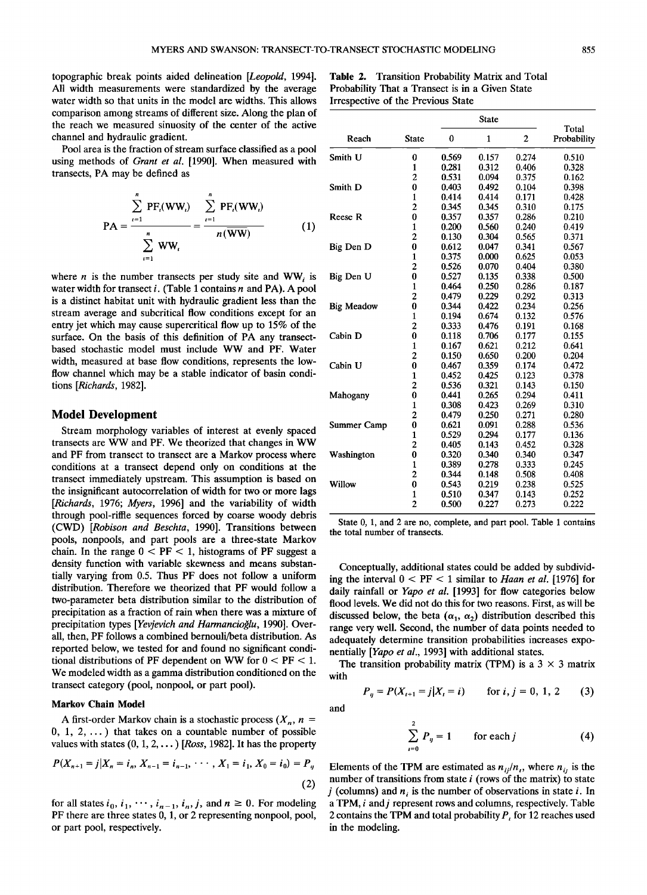topographic break points aided delineation [*Leopold*, 1994]. All width measurements were standardized by the average water width so that units in the model are widths. This allows comparison among streams of different size. Along the plan of the reach we measured sinuosity of the center of the active channel and hydraulic gradient.

Pool area is the fraction of stream surface classified as a pool using methods of *Grant et al.* [1990]. When measured with transects, PA may be defined as

$$PA = \frac{\sum_{i=1}^{n} PF_i(WW_i)}{\sum_{i=1}^{n} WW_i} = \frac{\sum_{i=1}^{n} PF_i(WW_i)}{n(\overline{WW})} \qquad (1)$$

where $n$ is the number transects per study site and $WW_i$ is water width for transect $i$. (Table 1 contains $n$ and PA). A pool is a distinct habitat unit with hydraulic gradient less than the stream average and subcritical flow conditions except for an entry jet which may cause supercritical flow up to 15% of the surface. On the basis of this definition of PA any transect-based stochastic model must include WW and PF. Water width, measured at base flow conditions, represents the low-flow channel which may be a stable indicator of basin conditions [*Richards*, 1982].

## Model Development

Stream morphology variables of interest at evenly spaced transects are WW and PF. We theorized that changes in WW and PF from transect to transect are a Markov process where conditions at a transect depend only on conditions at the transect immediately upstream. This assumption is based on the insignificant autocorrelation of width for two or more lags [*Richards*, 1976; *Myers*, 1996] and the variability of width through pool-riffle sequences forced by coarse woody debris (CWD) [*Robison and Beschta*, 1990]. Transitions between pools, nonpools, and part pools are a three-state Markov chain. In the range $0 < PF < 1$, histograms of PF suggest a density function with variable skewness and means substantially varying from 0.5. Thus PF does not follow a uniform distribution. Therefore we theorized that PF would follow a two-parameter beta distribution similar to the distribution of precipitation as a fraction of rain when there was a mixture of precipitation types [*Yevjevich and Harmancioğlu*, 1990]. Overall, then, PF follows a combined bernoulli/beta distribution. As reported below, we tested for and found no significant conditional distributions of PF dependent on WW for $0 < PF < 1$. We modeled width as a gamma distribution conditioned on the transect category (pool, nonpool, or part pool).

### Markov Chain Model

A first-order Markov chain is a stochastic process ($X_n$, $n = 0, 1, 2, \ldots$) that takes on a countable number of possible values with states $(0, 1, 2, \ldots)$ [*Ross*, 1982]. It has the property

$$P(X_{n+1} = j | X_n = i_n, X_{n-1} = i_{n-1}, \cdots, X_1 = i_1, X_0 = i_0) = P_{ij} \qquad (2)$$

for all states $i_0, i_1, \cdots, i_{n-1}, i_n, j$, and $n \geq 0$. For modeling PF there are three states 0, 1, or 2 representing nonpool, pool, or part pool, respectively.

**Table 2.** Transition Probability Matrix and Total Probability That a Transect is in a Given State Irrespective of the Previous State

| Reach | State | 0 | 1 | 2 | Total Probability |
|---|---|---|---|---|---|
| Smith U | 0 | 0.569 | 0.157 | 0.274 | 0.510 |
| | 1 | 0.281 | 0.312 | 0.406 | 0.328 |
| | 2 | 0.531 | 0.094 | 0.375 | 0.162 |
| Smith D | 0 | 0.403 | 0.492 | 0.104 | 0.398 |
| | 1 | 0.414 | 0.414 | 0.171 | 0.428 |
| | 2 | 0.345 | 0.345 | 0.310 | 0.175 |
| Reese R | 0 | 0.357 | 0.357 | 0.286 | 0.210 |
| | 1 | 0.200 | 0.560 | 0.240 | 0.419 |
| | 2 | 0.130 | 0.304 | 0.565 | 0.371 |
| Big Den D | 0 | 0.612 | 0.047 | 0.341 | 0.567 |
| | 1 | 0.375 | 0.000 | 0.625 | 0.053 |
| | 2 | 0.526 | 0.070 | 0.404 | 0.380 |
| Big Den U | 0 | 0.527 | 0.135 | 0.338 | 0.500 |
| | 1 | 0.464 | 0.250 | 0.286 | 0.187 |
| | 2 | 0.479 | 0.229 | 0.292 | 0.313 |
| Big Meadow | 0 | 0.344 | 0.422 | 0.234 | 0.256 |
| | 1 | 0.194 | 0.674 | 0.132 | 0.576 |
| | 2 | 0.333 | 0.476 | 0.191 | 0.168 |
| Cabin D | 0 | 0.118 | 0.706 | 0.177 | 0.155 |
| | 1 | 0.167 | 0.621 | 0.212 | 0.641 |
| | 2 | 0.150 | 0.650 | 0.200 | 0.204 |
| Cabin U | 0 | 0.467 | 0.359 | 0.174 | 0.472 |
| | 1 | 0.452 | 0.425 | 0.123 | 0.378 |
| | 2 | 0.536 | 0.321 | 0.143 | 0.150 |
| Mahogany | 0 | 0.441 | 0.265 | 0.294 | 0.411 |
| | 1 | 0.308 | 0.423 | 0.269 | 0.310 |
| | 2 | 0.479 | 0.250 | 0.271 | 0.280 |
| Summer Camp | 0 | 0.621 | 0.091 | 0.288 | 0.536 |
| | 1 | 0.529 | 0.294 | 0.177 | 0.136 |
| | 2 | 0.405 | 0.143 | 0.452 | 0.328 |
| Washington | 0 | 0.320 | 0.340 | 0.340 | 0.347 |
| | 1 | 0.389 | 0.278 | 0.333 | 0.245 |
| | 2 | 0.344 | 0.148 | 0.508 | 0.408 |
| Willow | 0 | 0.543 | 0.219 | 0.238 | 0.525 |
| | 1 | 0.510 | 0.347 | 0.143 | 0.252 |
| | 2 | 0.500 | 0.227 | 0.273 | 0.222 |

State 0, 1, and 2 are no, complete, and part pool. Table 1 contains the total number of transects.

Conceptually, additional states could be added by subdividing the interval $0 < PF < 1$ similar to *Haan et al.* [1976] for daily rainfall or *Yapo et al.* [1993] for flow categories below flood levels. We did not do this for two reasons. First, as will be discussed below, the beta ($\alpha_1$, $\alpha_2$) distribution described this range very well. Second, the number of data points needed to adequately determine transition probabilities increases exponentially [*Yapo et al.*, 1993] with additional states.

The transition probability matrix (TPM) is a 3 × 3 matrix with

$$P_{ij} = P(X_{t+1} = j | X_t = i) \qquad \text{for } i, j = 0, 1, 2 \qquad (3)$$

and

$$\sum_{i=0}^{2} P_{ij} = 1 \qquad \text{for each } j \qquad (4)$$

Elements of the TPM are estimated as $n_{ij}/n_i$, where $n_{ij}$ is the number of transitions from state $i$ (rows of the matrix) to state $j$ (columns) and $n_i$ is the number of observations in state $i$. In a TPM, $i$ and $j$ represent rows and columns, respectively. Table 2 contains the TPM and total probability $P_i$ for 12 reaches used in the modeling.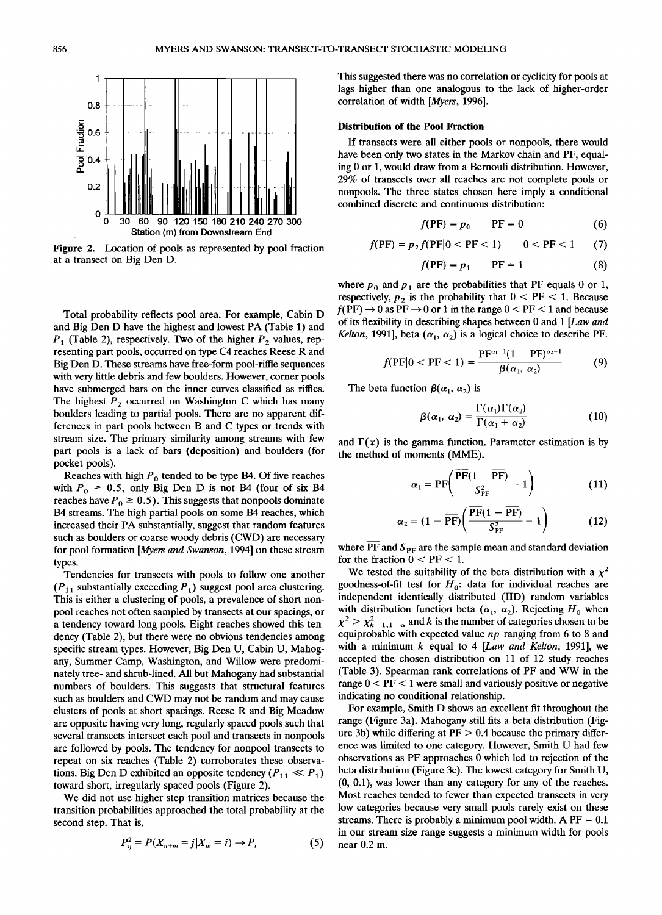Figure 2. Location of pools as represented by pool fraction at a transect on Big Den D.

Total probability reflects pool area. For example, Cabin D and Big Den D have the highest and lowest PA (Table 1) and $P_1$ (Table 2), respectively. Two of the higher $P_2$ values, representing part pools, occurred on type C4 reaches Reese R and Big Den D. These streams have free-form pool-riffle sequences with very little debris and few boulders. However, corner pools have submerged bars on the inner curves classified as riffles. The highest $P_2$ occurred on Washington C which has many boulders leading to partial pools. There are no apparent differences in part pools between B and C types or trends with stream size. The primary similarity among streams with few part pools is a lack of bars (deposition) and boulders (for pocket pools).

Reaches with high $P_0$ tended to be type B4. Of five reaches with $P_0 \geq 0.5$, only Big Den D is not B4 (four of six B4 reaches have $P_0 \geq 0.5$). This suggests that nonpools dominate B4 streams. The high partial pools on some B4 reaches, which increased their PA substantially, suggest that random features such as boulders or coarse woody debris (CWD) are necessary for pool formation [*Myers and Swanson*, 1994] on these stream types.

Tendencies for transects with pools to follow one another ($P_{11}$ substantially exceeding $P_1$) suggest pool area clustering. This is either a clustering of pools, a prevalence of short nonpool reaches not often sampled by transects at our spacings, or a tendency toward long pools. Eight reaches showed this tendency (Table 2), but there were no obvious tendencies among specific stream types. However, Big Den U, Cabin U, Mahogany, Summer Camp, Washington, and Willow were predominately tree- and shrub-lined. All but Mahogany had substantial numbers of boulders. This suggests that structural features such as boulders and CWD may not be random and may cause clusters of pools at short spacings. Reese R and Big Meadow are opposite having very long, regularly spaced pools such that several transects intersect each pool and transects in nonpools are followed by pools. The tendency for nonpool transects to repeat on six reaches (Table 2) corroborates these observations. Big Den D exhibited an opposite tendency ($P_{11} \ll P_1$) toward short, irregularly spaced pools (Figure 2).

We did not use higher step transition matrices because the transition probabilities approached the total probability at the second step. That is,

$$P_{ij}^2 = P(X_{n+m} = j | X_m = i) \rightarrow P_i \tag{5}$$

This suggested there was no correlation or cyclicity for pools at lags higher than one analogous to the lack of higher-order correlation of width [*Myers*, 1996].

### Distribution of the Pool Fraction

If transects were all either pools or nonpools, there would have been only two states in the Markov chain and PF, equaling 0 or 1, would draw from a Bernouli distribution. However, 29% of transects over all reaches are not complete pools or nonpools. The three states chosen here imply a conditional combined discrete and continuous distribution:

$$f(\text{PF}) = p_0 \qquad \text{PF} = 0 \tag{6}$$

$$f(\text{PF}) = p_2 f(\text{PF}|0 < \text{PF} < 1) \qquad 0 < \text{PF} < 1 \tag{7}$$

$$f(\text{PF}) = p_1 \qquad \text{PF} = 1 \tag{8}$$

where $p_0$ and $p_1$ are the probabilities that PF equals 0 or 1, respectively, $p_2$ is the probability that $0 < \text{PF} < 1$. Because $f(\text{PF}) \rightarrow 0$ as $\text{PF} \rightarrow 0$ or 1 in the range $0 < \text{PF} < 1$ and because of its flexibility in describing shapes between 0 and 1 [*Law and Kelton*, 1991], beta ($\alpha_1$, $\alpha_2$) is a logical choice to describe PF.

$$f(\text{PF}|0 < \text{PF} < 1) = \frac{\text{PF}^{\alpha_1 - 1}(1 - \text{PF})^{\alpha_2 - 1}}{\beta(\alpha_1, \alpha_2)} \tag{9}$$

The beta function $\beta(\alpha_1, \alpha_2)$ is

$$\beta(\alpha_1, \alpha_2) = \frac{\Gamma(\alpha_1)\Gamma(\alpha_2)}{\Gamma(\alpha_1 + \alpha_2)} \tag{10}$$

and $\Gamma(x)$ is the gamma function. Parameter estimation is by the method of moments (MME).

$$\alpha_1 = \overline{\text{PF}}\left(\frac{\overline{\text{PF}}(1 - \overline{\text{PF}})}{S_{\text{PF}}^2} - 1\right) \tag{11}$$

$$\alpha_2 = (1 - \overline{\text{PF}})\left(\frac{\overline{\text{PF}}(1 - \overline{\text{PF}})}{S_{\text{PF}}^2} - 1\right) \tag{12}$$

where $\overline{\text{PF}}$ and $S_{\text{PF}}$ are the sample mean and standard deviation for the fraction $0 < \text{PF} < 1$.

We tested the suitability of the beta distribution with a $\chi^2$ goodness-of-fit test for $H_0$: data for individual reaches are independent identically distributed (IID) random variables with distribution function beta ($\alpha_1$, $\alpha_2$). Rejecting $H_0$ when $\chi^2 > \chi^2_{k-1,1-\alpha}$ and $k$ is the number of categories chosen to be equiprobable with expected value $np$ ranging from 6 to 8 and with a minimum $k$ equal to 4 [*Law and Kelton*, 1991], we accepted the chosen distribution on 11 of 12 study reaches (Table 3). Spearman rank correlations of PF and WW in the range $0 < \text{PF} < 1$ were small and variously positive or negative indicating no conditional relationship.

For example, Smith D shows an excellent fit throughout the range (Figure 3a). Mahogany still fits a beta distribution (Figure 3b) while differing at $\text{PF} > 0.4$ because the primary difference was limited to one category. However, Smith U had few observations as PF approaches 0 which led to rejection of the beta distribution (Figure 3c). The lowest category for Smith U, (0, 0.1), was lower than any category for any of the reaches. Most reaches tended to fewer than expected transects in very low categories because very small pools rarely exist on these streams. There is probably a minimum pool width. A $\text{PF} = 0.1$ in our stream size range suggests a minimum width for pools near 0.2 m.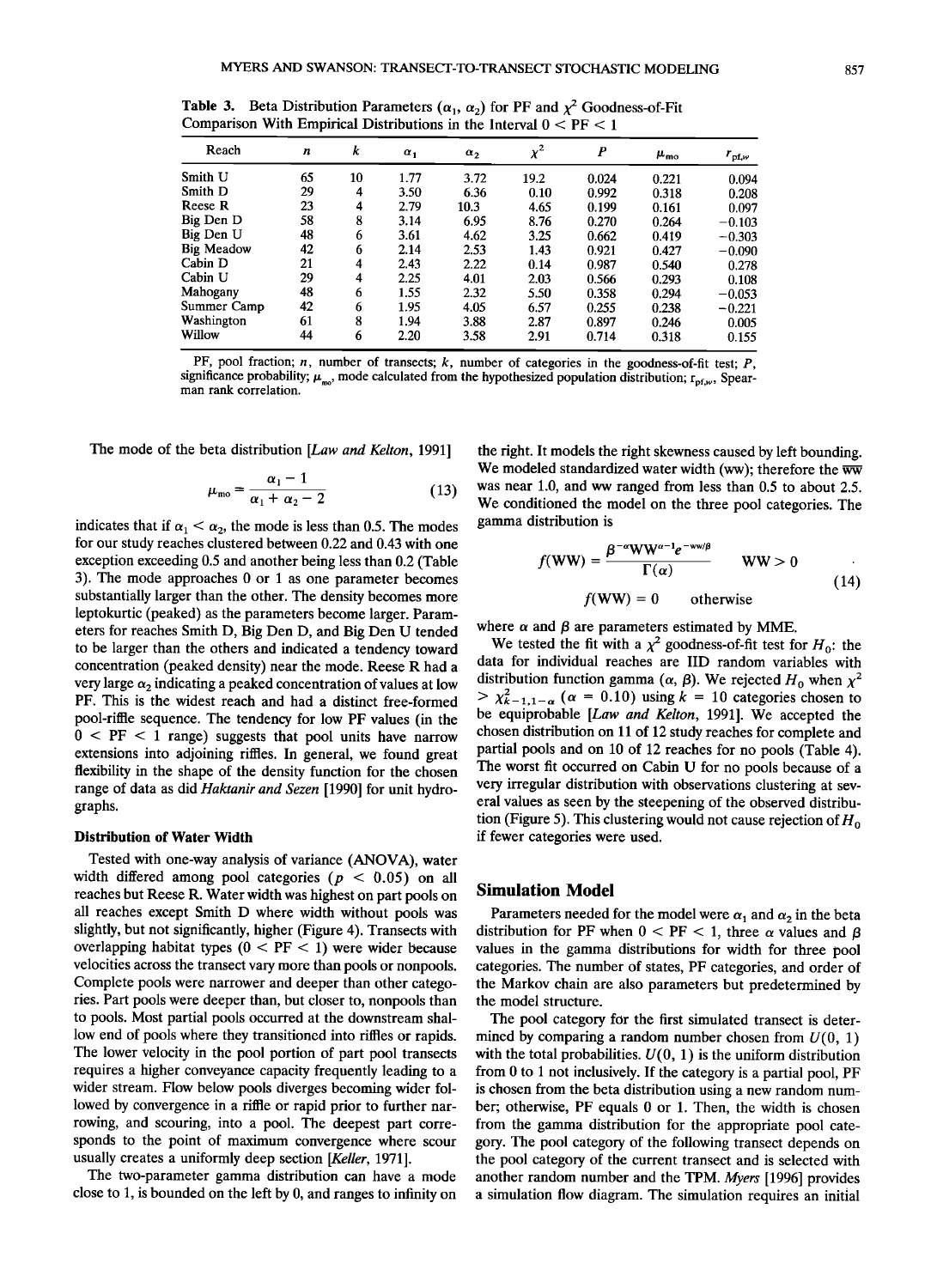Table 3. Beta Distribution Parameters ($\alpha_1$, $\alpha_2$) for PF and $\chi^2$ Goodness-of-Fit Comparison With Empirical Distributions in the Interval $0 < \mathrm{PF} < 1$

| Reach | $n$ | $k$ | $\alpha_1$ | $\alpha_2$ | $\chi^2$ | $P$ | $\mu_{mo}$ | $r_{pf,w}$ |
|---|---|---|---|---|---|---|---|---|
| Smith U | 65 | 10 | 1.77 | 3.72 | 19.2 | 0.024 | 0.221 | 0.094 |
| Smith D | 29 | 4 | 3.50 | 6.36 | 0.10 | 0.992 | 0.318 | 0.208 |
| Reese R | 23 | 4 | 2.79 | 10.3 | 4.65 | 0.199 | 0.161 | 0.097 |
| Big Den D | 58 | 8 | 3.14 | 6.95 | 8.76 | 0.270 | 0.264 | −0.103 |
| Big Den U | 48 | 6 | 3.61 | 4.62 | 3.25 | 0.662 | 0.419 | −0.303 |
| Big Meadow | 42 | 6 | 2.14 | 2.53 | 1.43 | 0.921 | 0.427 | −0.090 |
| Cabin D | 21 | 4 | 2.43 | 2.22 | 0.14 | 0.987 | 0.540 | 0.278 |
| Cabin U | 29 | 4 | 2.25 | 4.01 | 2.03 | 0.566 | 0.293 | 0.108 |
| Mahogany | 48 | 6 | 1.55 | 2.32 | 5.50 | 0.358 | 0.294 | −0.053 |
| Summer Camp | 42 | 6 | 1.95 | 4.05 | 6.57 | 0.255 | 0.238 | −0.221 |
| Washington | 61 | 8 | 1.94 | 3.88 | 2.87 | 0.897 | 0.246 | 0.005 |
| Willow | 44 | 6 | 2.20 | 3.58 | 2.91 | 0.714 | 0.318 | 0.155 |

PF, pool fraction; $n$, number of transects; $k$, number of categories in the goodness-of-fit test; $P$, significance probability; $\mu_{mo}$, mode calculated from the hypothesized population distribution; $r_{pf,w}$, Spearman rank correlation.

The mode of the beta distribution [*Law and Kelton*, 1991]

$$\mu_{mo} = \frac{\alpha_1 - 1}{\alpha_1 + \alpha_2 - 2} \tag{13}$$

indicates that if $\alpha_1 < \alpha_2$, the mode is less than 0.5. The modes for our study reaches clustered between 0.22 and 0.43 with one exception exceeding 0.5 and another being less than 0.2 (Table 3). The mode approaches 0 or 1 as one parameter becomes substantially larger than the other. The density becomes more leptokurtic (peaked) as the parameters become larger. Parameters for reaches Smith D, Big Den D, and Big Den U tended to be larger than the others and indicated a tendency toward concentration (peaked density) near the mode. Reese R had a very large $\alpha_2$ indicating a peaked concentration of values at low PF. This is the widest reach and had a distinct free-formed pool-riffle sequence. The tendency for low PF values (in the $0 < \mathrm{PF} < 1$ range) suggests that pool units have narrow extensions into adjoining riffles. In general, we found great flexibility in the shape of the density function for the chosen range of data as did *Haktanir and Sezen* [1990] for unit hydrographs.

### Distribution of Water Width

Tested with one-way analysis of variance (ANOVA), water width differed among pool categories ($p < 0.05$) on all reaches but Reese R. Water width was highest on part pools on all reaches except Smith D where width without pools was slightly, but not significantly, higher (Figure 4). Transects with overlapping habitat types ($0 < \mathrm{PF} < 1$) were wider because velocities across the transect vary more than pools or nonpools. Complete pools were narrower and deeper than other categories. Part pools were deeper than, but closer to, nonpools than to pools. Most partial pools occurred at the downstream shallow end of pools where they transitioned into riffles or rapids. The lower velocity in the pool portion of part pool transects requires a higher conveyance capacity frequently leading to a wider stream. Flow below pools diverges becoming wider followed by convergence in a riffle or rapid prior to further narrowing, and scouring, into a pool. The deepest part corresponds to the point of maximum convergence where scour usually creates a uniformly deep section [*Keller*, 1971].

The two-parameter gamma distribution can have a mode close to 1, is bounded on the left by 0, and ranges to infinity on the right. It models the right skewness caused by left bounding. We modeled standardized water width (ww); therefore the $\overline{\mathrm{ww}}$ was near 1.0, and ww ranged from less than 0.5 to about 2.5. We conditioned the model on the three pool categories. The gamma distribution is

$$f(\mathrm{WW}) = \frac{\beta^{-\alpha}\mathrm{WW}^{\alpha-1}e^{-\mathrm{ww}/\beta}}{\Gamma(\alpha)} \qquad \mathrm{WW} > 0$$

$$f(\mathrm{WW}) = 0 \qquad \text{otherwise} \tag{14}$$

where $\alpha$ and $\beta$ are parameters estimated by MME.

We tested the fit with a $\chi^2$ goodness-of-fit test for $H_0$: the data for individual reaches are IID random variables with distribution function gamma ($\alpha$, $\beta$). We rejected $H_0$ when $\chi^2 > \chi^2_{k-1,1-\alpha}$ ($\alpha = 0.10$) using $k = 10$ categories chosen to be equiprobable [*Law and Kelton*, 1991]. We accepted the chosen distribution on 11 of 12 study reaches for complete and partial pools and on 10 of 12 reaches for no pools (Table 4). The worst fit occurred on Cabin U for no pools because of a very irregular distribution with observations clustering at several values as seen by the steepening of the observed distribution (Figure 5). This clustering would not cause rejection of $H_0$ if fewer categories were used.

## Simulation Model

Parameters needed for the model were $\alpha_1$ and $\alpha_2$ in the beta distribution for PF when $0 < \mathrm{PF} < 1$, three $\alpha$ values and $\beta$ values in the gamma distributions for width for three pool categories. The number of states, PF categories, and order of the Markov chain are also parameters but predetermined by the model structure.

The pool category for the first simulated transect is determined by comparing a random number chosen from $U(0, 1)$ with the total probabilities. $U(0, 1)$ is the uniform distribution from 0 to 1 not inclusively. If the category is a partial pool, PF is chosen from the beta distribution using a new random number; otherwise, PF equals 0 or 1. Then, the width is chosen from the gamma distribution for the appropriate pool category. The pool category of the following transect depends on the pool category of the current transect and is selected with another random number and the TPM. *Myers* [1996] provides a simulation flow diagram. The simulation requires an initial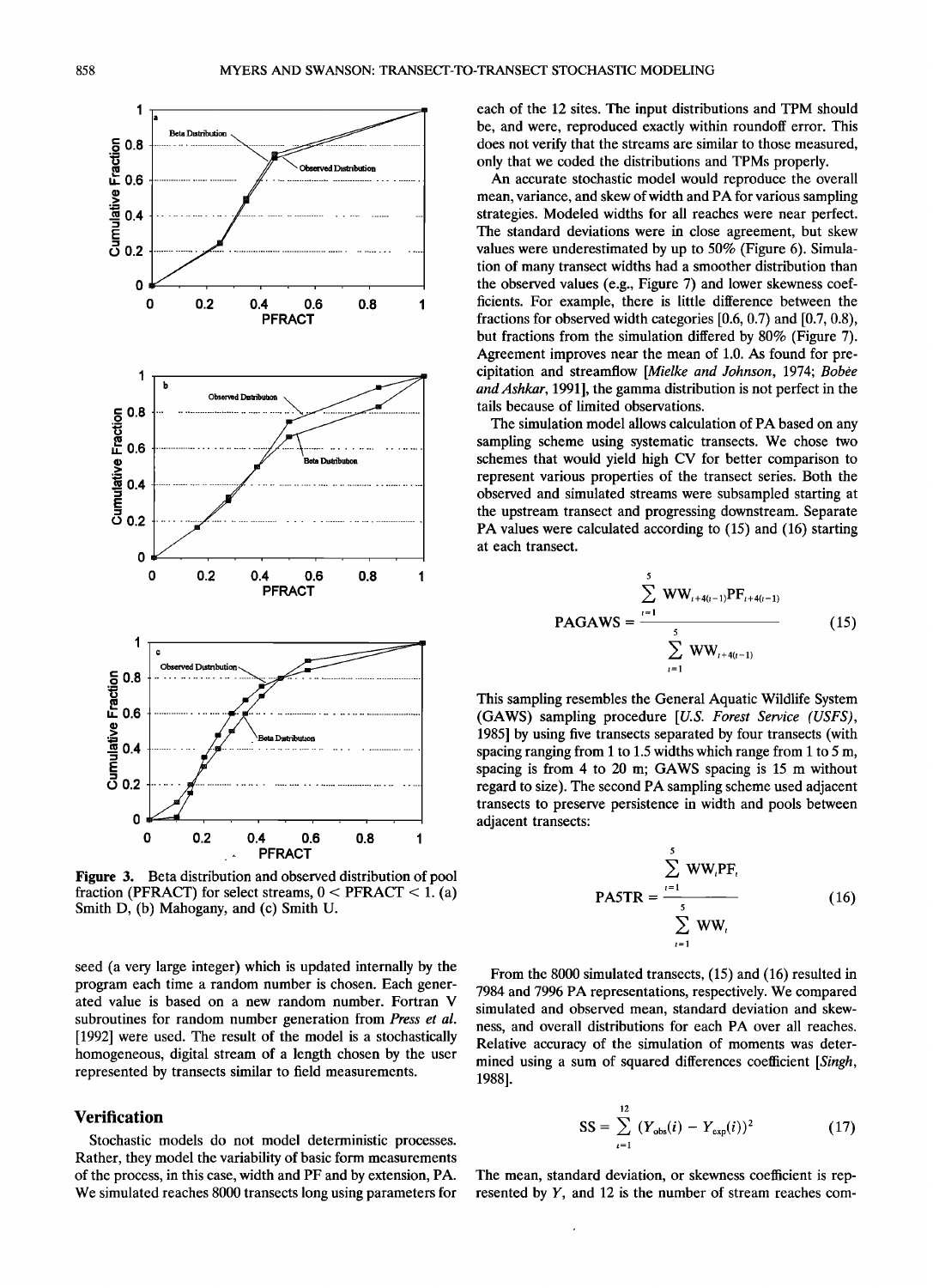Figure 3. Beta distribution and observed distribution of pool fraction (PFRACT) for select streams, 0 < PFRACT < 1. (a) Smith D, (b) Mahogany, and (c) Smith U.

seed (a very large integer) which is updated internally by the program each time a random number is chosen. Each generated value is based on a new random number. Fortran V subroutines for random number generation from *Press et al.* [1992] were used. The result of the model is a stochastically homogeneous, digital stream of a length chosen by the user represented by transects similar to field measurements.

## Verification

Stochastic models do not model deterministic processes. Rather, they model the variability of basic form measurements of the process, in this case, width and PF and by extension, PA. We simulated reaches 8000 transects long using parameters for each of the 12 sites. The input distributions and TPM should be, and were, reproduced exactly within roundoff error. This does not verify that the streams are similar to those measured, only that we coded the distributions and TPMs properly.

An accurate stochastic model would reproduce the overall mean, variance, and skew of width and PA for various sampling strategies. Modeled widths for all reaches were near perfect. The standard deviations were in close agreement, but skew values were underestimated by up to 50% (Figure 6). Simulation of many transect widths had a smoother distribution than the observed values (e.g., Figure 7) and lower skewness coefficients. For example, there is little difference between the fractions for observed width categories [0.6, 0.7) and [0.7, 0.8), but fractions from the simulation differed by 80% (Figure 7). Agreement improves near the mean of 1.0. As found for precipitation and streamflow [*Mielke and Johnson*, 1974; *Bobée and Ashkar*, 1991], the gamma distribution is not perfect in the tails because of limited observations.

The simulation model allows calculation of PA based on any sampling scheme using systematic transects. We chose two schemes that would yield high CV for better comparison to represent various properties of the transect series. Both the observed and simulated streams were subsampled starting at the upstream transect and progressing downstream. Separate PA values were calculated according to (15) and (16) starting at each transect.

$$\text{PAGAWS} = \frac{\sum_{t=1}^{5} \text{WW}_{i+4(t-1)}\text{PF}_{i+4(t-1)}}{\sum_{t=1}^{5} \text{WW}_{i+4(t-1)}} \tag{15}$$

This sampling resembles the General Aquatic Wildlife System (GAWS) sampling procedure [*U.S. Forest Service (USFS)*, 1985] by using five transects separated by four transects (with spacing ranging from 1 to 1.5 widths which range from 1 to 5 m, spacing is from 4 to 20 m; GAWS spacing is 15 m without regard to size). The second PA sampling scheme used adjacent transects to preserve persistence in width and pools between adjacent transects:

$$\text{PA5TR} = \frac{\sum_{t=1}^{5} \text{WW}_t\text{PF}_t}{\sum_{t=1}^{5} \text{WW}_t} \tag{16}$$

From the 8000 simulated transects, (15) and (16) resulted in 7984 and 7996 PA representations, respectively. We compared simulated and observed mean, standard deviation and skewness, and overall distributions for each PA over all reaches. Relative accuracy of the simulation of moments was determined using a sum of squared differences coefficient [*Singh*, 1988].

$$\text{SS} = \sum_{i=1}^{12} (Y_{\text{obs}}(i) - Y_{\text{exp}}(i))^2 \tag{17}$$

The mean, standard deviation, or skewness coefficient is represented by $Y$, and 12 is the number of stream reaches com-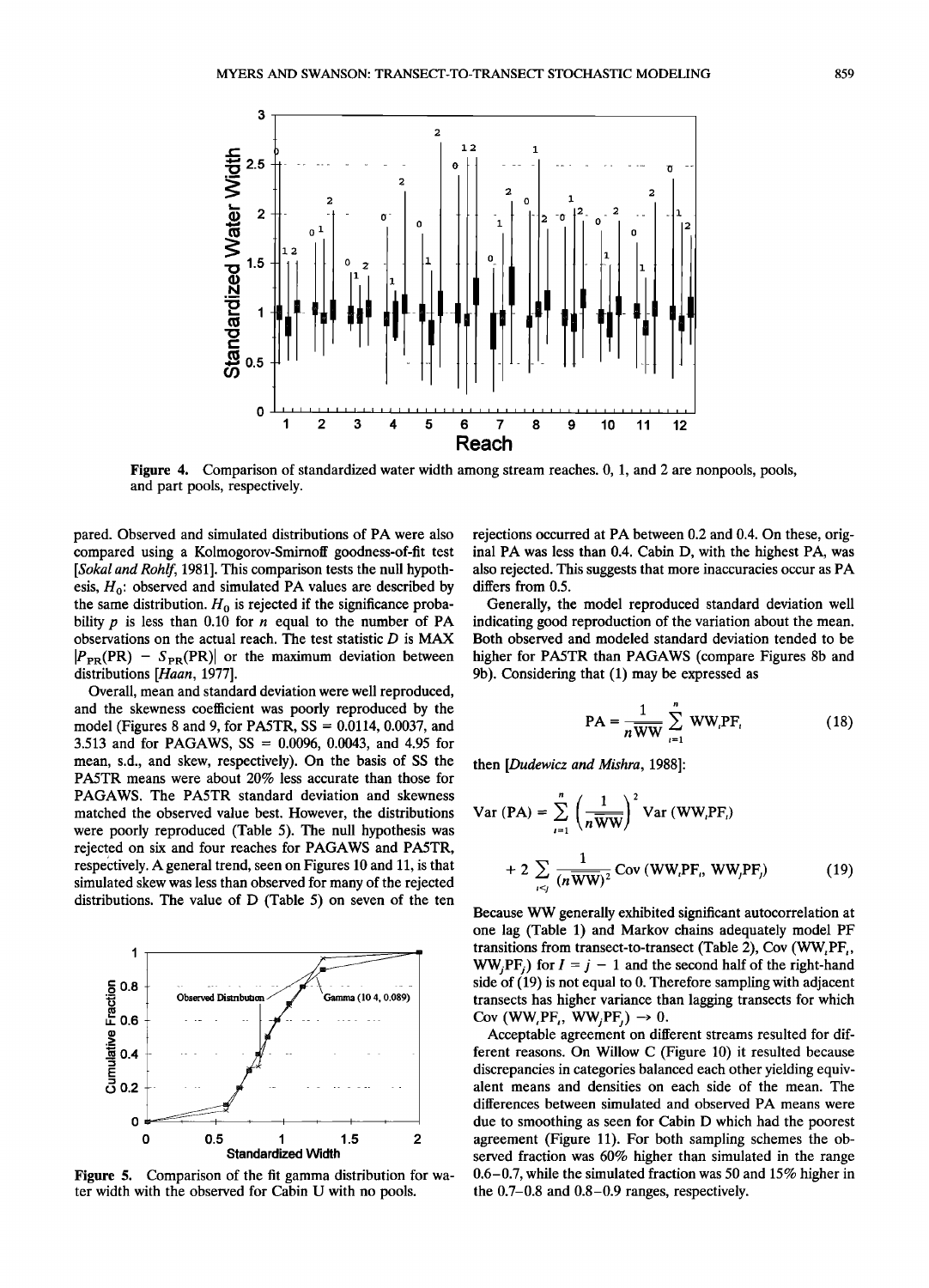Figure 4. Comparison of standardized water width among stream reaches. 0, 1, and 2 are nonpools, pools, and part pools, respectively.

pared. Observed and simulated distributions of PA were also compared using a Kolmogorov-Smirnoff goodness-of-fit test [*Sokal and Rohlf*, 1981]. This comparison tests the null hypothesis, $H_0$: observed and simulated PA values are described by the same distribution. $H_0$ is rejected if the significance probability $p$ is less than 0.10 for $n$ equal to the number of PA observations on the actual reach. The test statistic $D$ is MAX $|P_{PR}(PR) - S_{PR}(PR)|$ or the maximum deviation between distributions [*Haan*, 1977].

Overall, mean and standard deviation were well reproduced, and the skewness coefficient was poorly reproduced by the model (Figures 8 and 9, for PA5TR, SS = 0.0114, 0.0037, and 3.513 and for PAGAWS, SS = 0.0096, 0.0043, and 4.95 for mean, s.d., and skew, respectively). On the basis of SS the PA5TR means were about 20% less accurate than those for PAGAWS. The PA5TR standard deviation and skewness matched the observed value best. However, the distributions were poorly reproduced (Table 5). The null hypothesis was rejected on six and four reaches for PAGAWS and PA5TR, respectively. A general trend, seen on Figures 10 and 11, is that simulated skew was less than observed for many of the rejected distributions. The value of D (Table 5) on seven of the ten rejections occurred at PA between 0.2 and 0.4. On these, original PA was less than 0.4. Cabin D, with the highest PA, was also rejected. This suggests that more inaccuracies occur as PA differs from 0.5.

Figure 5. Comparison of the fit gamma distribution for water width with the observed for Cabin U with no pools.

Generally, the model reproduced standard deviation well indicating good reproduction of the variation about the mean. Both observed and modeled standard deviation tended to be higher for PA5TR than PAGAWS (compare Figures 8b and 9b). Considering that (1) may be expressed as

$$\mathrm{PA} = \frac{1}{n\overline{\mathrm{WW}}} \sum_{i=1}^{n} \mathrm{WW}_i \mathrm{PF}_i \tag{18}$$

then [*Dudewicz and Mishra*, 1988]:

$$\mathrm{Var}\,(\mathrm{PA}) = \sum_{i=1}^{n} \left(\frac{1}{n\overline{\mathrm{WW}}}\right)^2 \mathrm{Var}\,(\mathrm{WW}_i\mathrm{PF}_i) + 2 \sum_{i<j} \frac{1}{(n\overline{\mathrm{WW}})^2} \mathrm{Cov}\,(\mathrm{WW}_i\mathrm{PF}_i,\ \mathrm{WW}_j\mathrm{PF}_j) \tag{19}$$

Because WW generally exhibited significant autocorrelation at one lag (Table 1) and Markov chains adequately model PF transitions from transect-to-transect (Table 2), Cov $(\mathrm{WW}_i\mathrm{PF}_i, \mathrm{WW}_j\mathrm{PF}_j)$ for $I = j - 1$ and the second half of the right-hand side of (19) is not equal to 0. Therefore sampling with adjacent transects has higher variance than lagging transects for which Cov $(\mathrm{WW}_i\mathrm{PF}_i, \mathrm{WW}_j\mathrm{PF}_j) \rightarrow 0$.

Acceptable agreement on different streams resulted for different reasons. On Willow C (Figure 10) it resulted because discrepancies in categories balanced each other yielding equivalent means and densities on each side of the mean. The differences between simulated and observed PA means were due to smoothing as seen for Cabin D which had the poorest agreement (Figure 11). For both sampling schemes the observed fraction was 60% higher than simulated in the range 0.6–0.7, while the simulated fraction was 50 and 15% higher in the 0.7–0.8 and 0.8–0.9 ranges, respectively.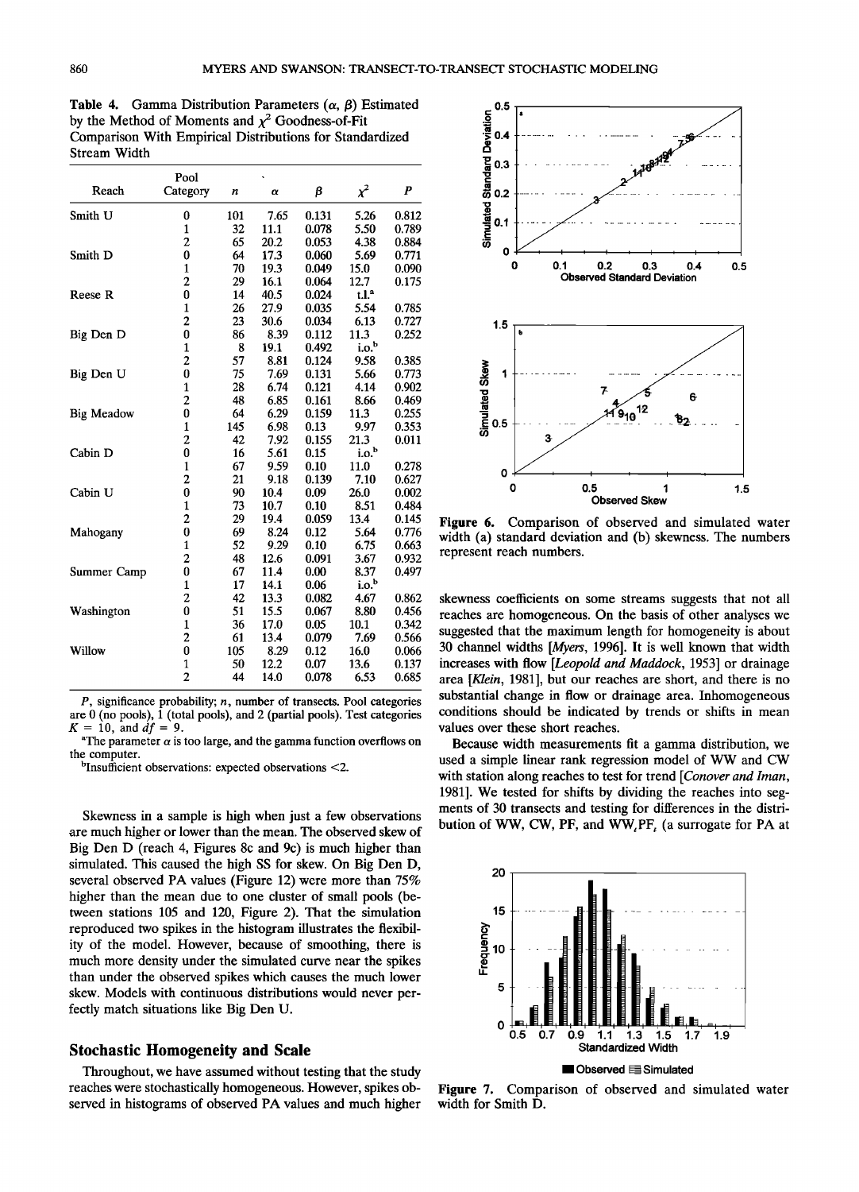**Table 4.** Gamma Distribution Parameters ($\alpha$, $\beta$) Estimated by the Method of Moments and $\chi^2$ Goodness-of-Fit Comparison With Empirical Distributions for Standardized Stream Width

| Reach | Pool Category | $n$ | $\alpha$ | $\beta$ | $\chi^2$ | $P$ |
|---|---|---|---|---|---|---|
| Smith U | 0 | 101 | 7.65 | 0.131 | 5.26 | 0.812 |
| | 1 | 32 | 11.1 | 0.078 | 5.50 | 0.789 |
| | 2 | 65 | 20.2 | 0.053 | 4.38 | 0.884 |
| Smith D | 0 | 64 | 17.3 | 0.060 | 5.69 | 0.771 |
| | 1 | 70 | 19.3 | 0.049 | 15.0 | 0.090 |
| | 2 | 29 | 16.1 | 0.064 | 12.7 | 0.175 |
| Reese R | 0 | 14 | 40.5 | 0.024 | t.l.[a] | |
| | 1 | 26 | 27.9 | 0.035 | 5.54 | 0.785 |
| | 2 | 23 | 30.6 | 0.034 | 6.13 | 0.727 |
| Big Den D | 0 | 86 | 8.39 | 0.112 | 11.3 | 0.252 |
| | 1 | 8 | 19.1 | 0.492 | i.o.[b] | |
| | 2 | 57 | 8.81 | 0.124 | 9.58 | 0.385 |
| Big Den U | 0 | 75 | 7.69 | 0.131 | 5.66 | 0.773 |
| | 1 | 28 | 6.74 | 0.121 | 4.14 | 0.902 |
| | 2 | 48 | 6.85 | 0.161 | 8.66 | 0.469 |
| Big Meadow | 0 | 64 | 6.29 | 0.159 | 11.3 | 0.255 |
| | 1 | 145 | 6.98 | 0.13 | 9.97 | 0.353 |
| | 2 | 42 | 7.92 | 0.155 | 21.3 | 0.011 |
| Cabin D | 0 | 16 | 5.61 | 0.15 | i.o.[b] | |
| | 1 | 67 | 9.59 | 0.10 | 11.0 | 0.278 |
| | 2 | 21 | 9.18 | 0.139 | 7.10 | 0.627 |
| Cabin U | 0 | 90 | 10.4 | 0.09 | 26.0 | 0.002 |
| | 1 | 73 | 10.7 | 0.10 | 8.51 | 0.484 |
| | 2 | 29 | 19.4 | 0.059 | 13.4 | 0.145 |
| Mahogany | 0 | 69 | 8.24 | 0.12 | 5.64 | 0.776 |
| | 1 | 52 | 9.29 | 0.10 | 6.75 | 0.663 |
| | 2 | 48 | 12.6 | 0.091 | 3.67 | 0.932 |
| Summer Camp | 0 | 67 | 11.4 | 0.00 | 8.37 | 0.497 |
| | 1 | 17 | 14.1 | 0.06 | i.o.[b] | |
| | 2 | 42 | 13.3 | 0.082 | 4.67 | 0.862 |
| Washington | 0 | 51 | 15.5 | 0.067 | 8.80 | 0.456 |
| | 1 | 36 | 17.0 | 0.05 | 10.1 | 0.342 |
| | 2 | 61 | 13.4 | 0.079 | 7.69 | 0.566 |
| Willow | 0 | 105 | 8.29 | 0.12 | 16.0 | 0.066 |
| | 1 | 50 | 12.2 | 0.07 | 13.6 | 0.137 |
| | 2 | 44 | 14.0 | 0.078 | 6.53 | 0.685 |

$P$, significance probability; $n$, number of transects. Pool categories are 0 (no pools), 1 (total pools), and 2 (partial pools). Test categories $K = 10$, and $df = 9$.

[a]The parameter $\alpha$ is too large, and the gamma function overflows on the computer.

[b]Insufficient observations: expected observations <2.

Skewness in a sample is high when just a few observations are much higher or lower than the mean. The observed skew of Big Den D (reach 4, Figures 8c and 9c) is much higher than simulated. This caused the high SS for skew. On Big Den D, several observed PA values (Figure 12) were more than 75% higher than the mean due to one cluster of small pools (between stations 105 and 120, Figure 2). That the simulation reproduced two spikes in the histogram illustrates the flexibility of the model. However, because of smoothing, there is much more density under the simulated curve near the spikes than under the observed spikes which causes the much lower skew. Models with continuous distributions would never perfectly match situations like Big Den U.

**Figure 6.** Comparison of observed and simulated water width (a) standard deviation and (b) skewness. The numbers represent reach numbers.

## Stochastic Homogeneity and Scale

Throughout, we have assumed without testing that the study reaches were stochastically homogeneous. However, spikes observed in histograms of observed PA values and much higher skewness coefficients on some streams suggests that not all reaches are homogeneous. On the basis of other analyses we suggested that the maximum length for homogeneity is about 30 channel widths [*Myers*, 1996]. It is well known that width increases with flow [*Leopold and Maddock*, 1953] or drainage area [*Klein*, 1981], but our reaches are short, and there is no substantial change in flow or drainage area. Inhomogeneous conditions should be indicated by trends or shifts in mean values over these short reaches.

Because width measurements fit a gamma distribution, we used a simple linear rank regression model of WW and CW with station along reaches to test for trend [*Conover and Iman*, 1981]. We tested for shifts by dividing the reaches into segments of 30 transects and testing for differences in the distribution of WW, CW, PF, and $WW_t PF_t$ (a surrogate for PA at

**Figure 7.** Comparison of observed and simulated water width for Smith D.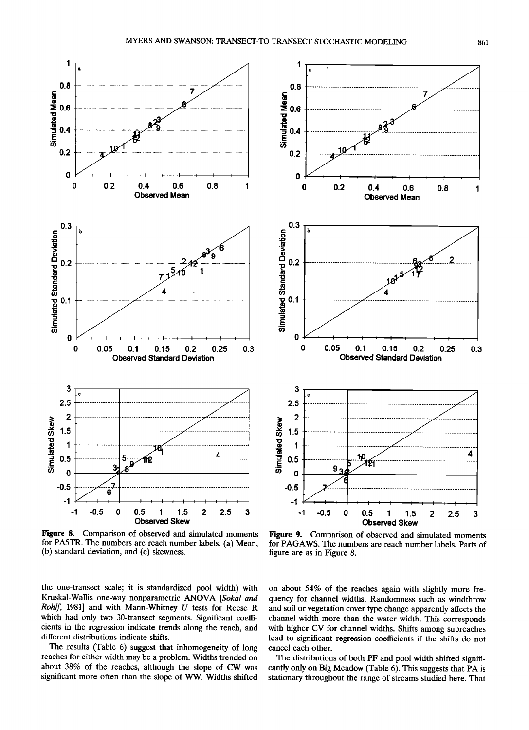Figure 8. Comparison of observed and simulated moments for PASTR. The numbers are reach number labels. (a) Mean, (b) standard deviation, and (c) skewness.

Figure 9. Comparison of observed and simulated moments for PAGAWS. The numbers are reach number labels. Parts of figure are as in Figure 8.

the one-transect scale; it is standardized pool width) with Kruskal-Wallis one-way nonparametric ANOVA [*Sokal and Rohlf*, 1981] and with Mann-Whitney *U* tests for Reese R which had only two 30-transect segments. Significant coefficients in the regression indicate trends along the reach, and different distributions indicate shifts.

The results (Table 6) suggest that inhomogeneity of long reaches for either width may be a problem. Widths trended on about 38% of the reaches, although the slope of CW was significant more often than the slope of WW. Widths shifted on about 54% of the reaches again with slightly more frequency for channel widths. Randomness such as windthrow and soil or vegetation cover type change apparently affects the channel width more than the water width. This corresponds with higher CV for channel widths. Shifts among subreaches lead to significant regression coefficients if the shifts do not cancel each other.

The distributions of both PF and pool width shifted significantly only on Big Meadow (Table 6). This suggests that PA is stationary throughout the range of streams studied here. That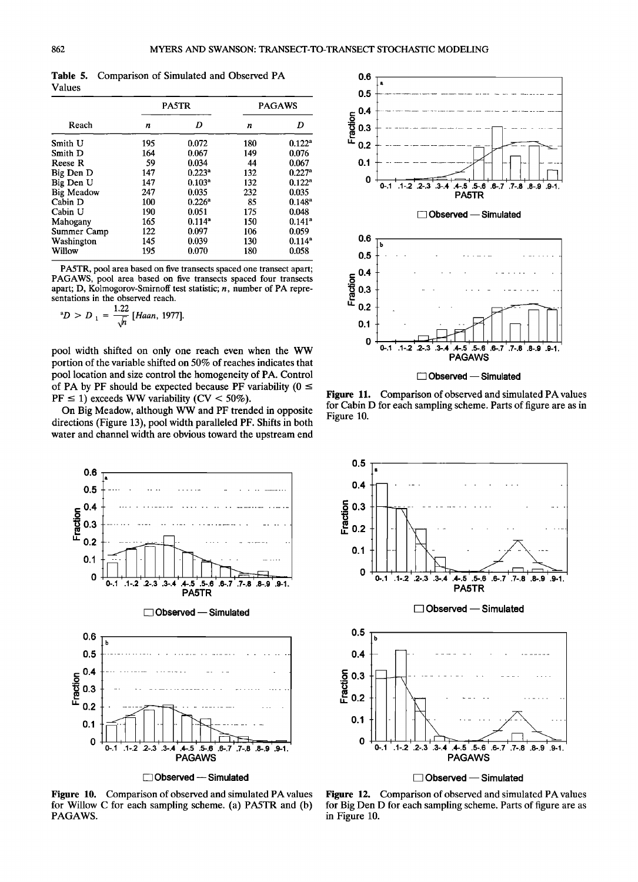**Table 5.** Comparison of Simulated and Observed PA Values

| Reach | PA5TR | | PAGAWS | |
|---|---|---|---|---|
| | *n* | *D* | *n* | *D* |
| Smith U | 195 | 0.072 | 180 | 0.122[a] |
| Smith D | 164 | 0.067 | 149 | 0.076 |
| Reese R | 59 | 0.034 | 44 | 0.067 |
| Big Den D | 147 | 0.223[a] | 132 | 0.227[a] |
| Big Den U | 147 | 0.103[a] | 132 | 0.122[a] |
| Big Meadow | 247 | 0.035 | 232 | 0.035 |
| Cabin D | 100 | 0.226[a] | 85 | 0.148[a] |
| Cabin U | 190 | 0.051 | 175 | 0.048 |
| Mahogany | 165 | 0.114[a] | 150 | 0.141[a] |
| Summer Camp | 122 | 0.097 | 106 | 0.059 |
| Washington | 145 | 0.039 | 130 | 0.114[a] |
| Willow | 195 | 0.070 | 180 | 0.058 |

PA5TR, pool area based on five transects spaced one transect apart; PAGAWS, pool area based on five transects spaced four transects apart; D, Kolmogorov-Smirnoff test statistic; *n*, number of PA representations in the observed reach.

[a] $D > D_1 = \frac{1.22}{\sqrt{n}}$ [*Haan*, 1977].

pool width shifted on only one reach even when the WW portion of the variable shifted on 50% of reaches indicates that pool location and size control the homogeneity of PA. Control of PA by PF should be expected because PF variability ($0 \leq \text{PF} \leq 1$) exceeds WW variability (CV < 50%).

On Big Meadow, although WW and PF trended in opposite directions (Figure 13), pool width paralleled PF. Shifts in both water and channel width are obvious toward the upstream end

**Figure 11.** Comparison of observed and simulated PA values for Cabin D for each sampling scheme. Parts of figure are as in Figure 10.

**Figure 10.** Comparison of observed and simulated PA values for Willow C for each sampling scheme. (a) PA5TR and (b) PAGAWS.

**Figure 12.** Comparison of observed and simulated PA values for Big Den D for each sampling scheme. Parts of figure are as in Figure 10.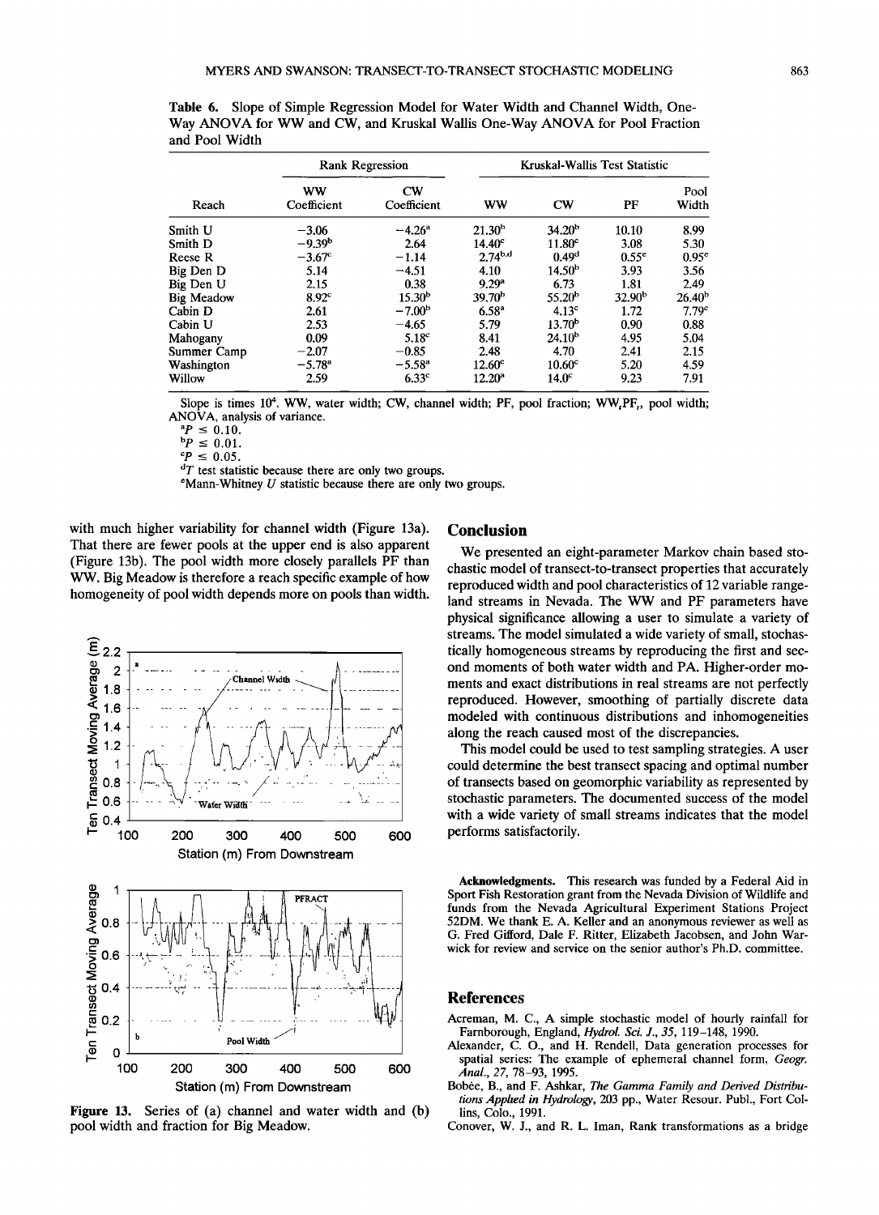**Table 6.** Slope of Simple Regression Model for Water Width and Channel Width, One-Way ANOVA for WW and CW, and Kruskal Wallis One-Way ANOVA for Pool Fraction and Pool Width

| | Rank Regression | | Kruskal-Wallis Test Statistic | | | |
|---|---|---|---|---|---|---|
| Reach | WW Coefficient | CW Coefficient | WW | CW | PF | Pool Width |
| Smith U | −3.06 | −4.26[a] | 21.30[b] | 34.20[b] | 10.10 | 8.99 |
| Smith D | −9.39[b] | 2.64 | 14.40[c] | 11.80[c] | 3.08 | 5.30 |
| Reese R | −3.67[c] | −1.14 | 2.74[b,d] | 0.49[d] | 0.55[e] | 0.95[e] |
| Big Den D | 5.14 | −4.51 | 4.10 | 14.50[b] | 3.93 | 3.56 |
| Big Den U | 2.15 | 0.38 | 9.29[a] | 6.73 | 1.81 | 2.49 |
| Big Meadow | 8.92[c] | 15.30[b] | 39.70[b] | 55.20[b] | 32.90[b] | 26.40[b] |
| Cabin D | 2.61 | −7.00[b] | 6.58[a] | 4.13[c] | 1.72 | 7.79[c] |
| Cabin U | 2.53 | −4.65 | 5.79 | 13.70[b] | 0.90 | 0.88 |
| Mahogany | 0.09 | 5.18[c] | 8.41 | 24.10[b] | 4.95 | 5.04 |
| Summer Camp | −2.07 | −0.85 | 2.48 | 4.70 | 2.41 | 2.15 |
| Washington | −5.78[a] | −5.58[a] | 12.60[c] | 10.60[c] | 5.20 | 4.59 |
| Willow | 2.59 | 6.33[c] | 12.20[a] | 14.0[c] | 9.23 | 7.91 |

Slope is times $10^4$. WW, water width; CW, channel width; PF, pool fraction; WW,PF,, pool width; ANOVA, analysis of variance.

[a] $P \leq 0.10$.
[b] $P \leq 0.01$.
[c] $P \leq 0.05$.
[d] $T$ test statistic because there are only two groups.
[e] Mann-Whitney $U$ statistic because there are only two groups.

with much higher variability for channel width (Figure 13a). That there are fewer pools at the upper end is also apparent (Figure 13b). The pool width more closely parallels PF than WW. Big Meadow is therefore a reach specific example of how homogeneity of pool width depends more on pools than width.

**Figure 13.** Series of (a) channel and water width and (b) pool width and fraction for Big Meadow.

## Conclusion

We presented an eight-parameter Markov chain based stochastic model of transect-to-transect properties that accurately reproduced width and pool characteristics of 12 variable rangeland streams in Nevada. The WW and PF parameters have physical significance allowing a user to simulate a variety of streams. The model simulated a wide variety of small, stochastically homogeneous streams by reproducing the first and second moments of both water width and PA. Higher-order moments and exact distributions in real streams are not perfectly reproduced. However, smoothing of partially discrete data modeled with continuous distributions and inhomogeneities along the reach caused most of the discrepancies.

This model could be used to test sampling strategies. A user could determine the best transect spacing and optimal number of transects based on geomorphic variability as represented by stochastic parameters. The documented success of the model with a wide variety of small streams indicates that the model performs satisfactorily.

**Acknowledgments.** This research was funded by a Federal Aid in Sport Fish Restoration grant from the Nevada Division of Wildlife and funds from the Nevada Agricultural Experiment Stations Project 52DM. We thank E. A. Keller and an anonymous reviewer as well as G. Fred Gifford, Dale F. Ritter, Elizabeth Jacobsen, and John Warwick for review and service on the senior author's Ph.D. committee.

## References

Acreman, M. C., A simple stochastic model of hourly rainfall for Farnborough, England, *Hydrol. Sci. J.*, *35*, 119–148, 1990.

Alexander, C. O., and H. Rendell, Data generation processes for spatial series: The example of ephemeral channel form, *Geogr. Anal.*, *27*, 78–93, 1995.

Bobée, B., and F. Ashkar, *The Gamma Family and Derived Distributions Applied in Hydrology*, 203 pp., Water Resour. Publ., Fort Collins, Colo., 1991.

Conover, W. J., and R. L. Iman, Rank transformations as a bridge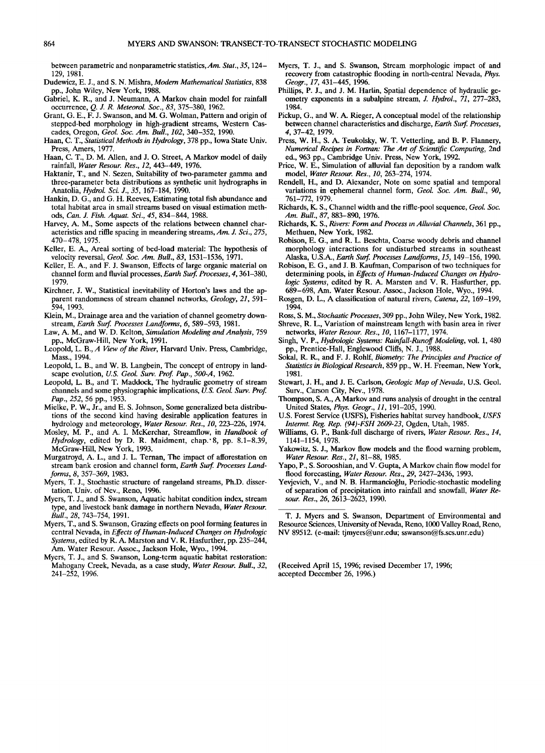between parametric and nonparametric statistics, *Am. Stat., 35*, 124–129, 1981.

Dudewicz, E. J., and S. N. Mishra, *Modern Mathematical Statistics*, 838 pp., John Wiley, New York, 1988.

Gabriel, K. R., and J. Neumann, A Markov chain model for rainfall occurrence, *Q. J. R. Meteorol. Soc., 83*, 375–380, 1962.

Grant, G. E., F. J. Swanson, and M. G. Wolman, Pattern and origin of stepped-bed morphology in high-gradient streams, Western Cascades, Oregon, *Geol. Soc. Am. Bull., 102*, 340–352, 1990.

Haan, C. T., *Statistical Methods in Hydrology*, 378 pp., Iowa State Univ. Press, Amers, 1977.

Haan, C. T., D. M. Allen, and J. O. Street, A Markov model of daily rainfall, *Water Resour. Res., 12*, 443–449, 1976.

Haktanir, T., and N. Sezen, Suitability of two-parameter gamma and three-parameter beta distributions as synthetic unit hydrographs in Anatolia, *Hydrol. Sci. J., 35*, 167–184, 1990.

Hankin, D. G., and G. H. Reeves, Estimating total fish abundance and total habitat area in small streams based on visual estimation methods, *Can. J. Fish. Aquat. Sci., 45*, 834–844, 1988.

Harvey, A. M., Some aspects of the relations between channel characteristics and riffle spacing in meandering streams, *Am. J. Sci., 275*, 470–478, 1975.

Keller, E. A., Areal sorting of bed-load material: The hypothesis of velocity reversal, *Geol. Soc. Am. Bull., 83*, 1531–1536, 1971.

Keller, E. A., and F. J. Swanson, Effects of large organic material on channel form and fluvial processes, *Earth Surf. Processes, 4*, 361–380, 1979.

Kirchner, J. W., Statistical inevitability of Horton's laws and the apparent randomness of stream channel networks, *Geology, 21*, 591–594, 1993.

Klein, M., Drainage area and the variation of channel geometry downstream, *Earth Surf. Processes Landforms, 6*, 589–593, 1981.

Law, A. M., and W. D. Kelton, *Simulation Modeling and Analysis*, 759 pp., McGraw-Hill, New York, 1991.

Leopold, L. B., *A View of the River*, Harvard Univ. Press, Cambridge, Mass., 1994.

Leopold, L. B., and W. B. Langbein, The concept of entropy in landscape evolution, *U.S. Geol. Surv. Prof. Pap., 500-A*, 1962.

Leopold, L. B., and T. Maddock, The hydraulic geometry of stream channels and some physiographic implications, *U.S. Geol. Surv. Prof. Pap., 252*, 56 pp., 1953.

Mielke, P. W., Jr., and E. S. Johnson, Some generalized beta distributions of the second kind having desirable application features in hydrology and meteorology, *Water Resour. Res., 10*, 223–226, 1974.

Mosley, M. P., and A. I. McKerchar, Streamflow, in *Handbook of Hydrology*, edited by D. R. Maidment, chap. 8, pp. 8.1–8.39, McGraw-Hill, New York, 1993.

Murgatroyd, A. L., and J. L. Ternan, The impact of afforestation on stream bank erosion and channel form, *Earth Surf. Processes Landforms, 8*, 357–369, 1983.

Myers, T. J., Stochastic structure of rangeland streams, Ph.D. dissertation, Univ. of Nev., Reno, 1996.

Myers, T. J., and S. Swanson, Aquatic habitat condition index, stream type, and livestock bank damage in northern Nevada, *Water Resour. Bull., 28*, 743–754, 1991.

Myers, T., and S. Swanson, Grazing effects on pool forming features in central Nevada, in *Effects of Human-Induced Changes on Hydrologic Systems*, edited by R. A. Marston and V. R. Hasfurther, pp. 235–244, Am. Water Resour. Assoc., Jackson Hole, Wyo., 1994.

Myers, T. J., and S. Swanson, Long-term aquatic habitat restoration: Mahogany Creek, Nevada, as a case study, *Water Resour. Bull., 32*, 241–252, 1996.

Myers, T. J., and S. Swanson, Stream morphologic impact of and recovery from catastrophic flooding in north-central Nevada, *Phys. Geogr., 17*, 431–445, 1996.

Phillips, P. J., and J. M. Harlin, Spatial dependence of hydraulic geometry exponents in a subalpine stream, *J. Hydrol., 71*, 277–283, 1984.

Pickup, G., and W. A. Rieger, A conceptual model of the relationship between channel characteristics and discharge, *Earth Surf. Processes, 4*, 37–42, 1979.

Press, W. H., S. A. Teukolsky, W. T. Vetterling, and B. P. Flannery, *Numerical Recipes in Fortran: The Art of Scientific Computing*, 2nd ed., 963 pp., Cambridge Univ. Press, New York, 1992.

Price, W. E., Simulation of alluvial fan deposition by a random walk model, *Water Resour. Res., 10*, 263–274, 1974.

Rendell, H., and D. Alexander, Note on some spatial and temporal variations in ephemeral channel form, *Geol. Soc. Am. Bull., 90*, 761–772, 1979.

Richards, K. S., Channel width and the riffle-pool sequence, *Geol. Soc. Am. Bull., 87*, 883–890, 1976.

Richards, K. S., *Rivers: Form and Process in Alluvial Channels*, 361 pp., Methuen, New York, 1982.

Robison, E. G., and R. L. Beschta, Coarse woody debris and channel morphology interactions for undisturbed streams in southeast Alaska, U.S.A., *Earth Surf. Processes Landforms, 15*, 149–156, 1990.

Robison, E. G., and J. B. Kaufman, Comparison of two techniques for determining pools, in *Effects of Human-Induced Changes on Hydrologic Systems*, edited by R. A. Marsten and V. R. Hasfurther, pp. 689–698, Am. Water Resour. Assoc., Jackson Hole, Wyo., 1994.

Rosgen, D. L., A classification of natural rivers, *Catena, 22*, 169–199, 1994.

Ross, S. M., *Stochastic Processes*, 309 pp., John Wiley, New York, 1982.

Shreve, R. L., Variation of mainstream length with basin area in river networks, *Water Resour. Res., 10*, 1167–1177, 1974.

Singh, V. P., *Hydrologic Systems: Rainfall-Runoff Modeling*, vol. 1, 480 pp., Prentice-Hall, Englewood Cliffs, N. J., 1988.

Sokal, R. R., and F. J. Rohlf, *Biometry: The Principles and Practice of Statistics in Biological Research*, 859 pp., W. H. Freeman, New York, 1981.

Stewart, J. H., and J. E. Carlson, *Geologic Map of Nevada*, U.S. Geol. Surv., Carson City, Nev., 1978.

Thompson, S. A., A Markov and runs analysis of drought in the central United States, *Phys. Geogr., 11*, 191–205, 1990.

U.S. Forest Service (USFS), Fisheries habitat survey handbook, *USFS Intermt. Reg. Rep. (94)-FSH 2609-23*, Ogden, Utah, 1985.

Williams, G. P., Bank-full discharge of rivers, *Water Resour. Res., 14*, 1141–1154, 1978.

Yakowitz, S. J., Markov flow models and the flood warning problem, *Water Resour. Res., 21*, 81–88, 1985.

Yapo, P., S. Sorooshian, and V. Gupta, A Markov chain flow model for flood forecasting, *Water Resour. Res., 29*, 2427–2436, 1993.

Yevjevich, V., and N. B. Harmancioğlu, Periodic-stochastic modeling of separation of precipitation into rainfall and snowfall, *Water Resour. Res., 26*, 2613–2623, 1990.

---

T. J. Myers and S. Swanson, Department of Environmental and Resource Sciences, University of Nevada, Reno, 1000 Valley Road, Reno, NV 89512. (e-mail: tjmyers@unr.edu; sswanson@fs.scs.unr.edu)

(Received April 15, 1996; revised December 17, 1996; accepted December 26, 1996.)